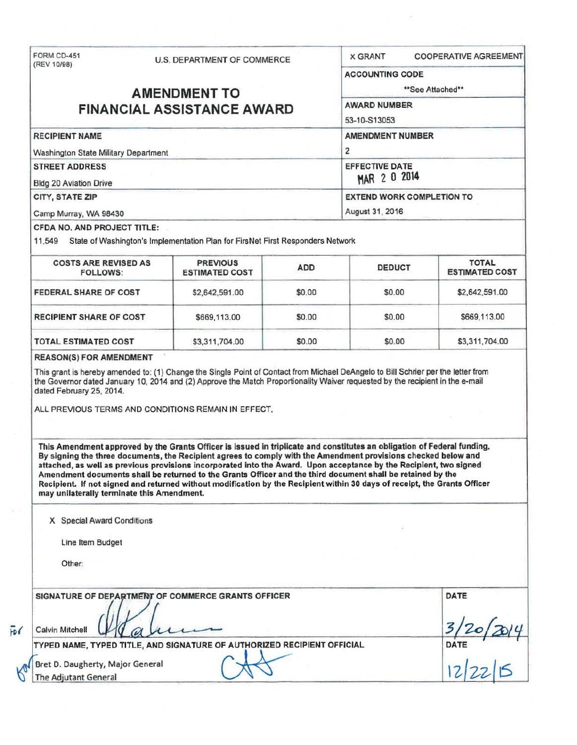FORM CD-451
(REV 10/98)

U.S. DEPARTMENT OF COMMERCE

X GRANT    COOPERATIVE AGREEMENT

# AMENDMENT TO FINANCIAL ASSISTANCE AWARD

**ACCOUNTING CODE**
**See Attached**

**AWARD NUMBER**
53-10-S13053

**RECIPIENT NAME**
Washington State Military Department

**AMENDMENT NUMBER**
2

**STREET ADDRESS**
Bldg 20 Aviation Drive

**EFFECTIVE DATE**
MAR 2 0 2014

**CITY, STATE ZIP**
Camp Murray, WA 98430

**EXTEND WORK COMPLETION TO**
August 31, 2016

**CFDA NO. AND PROJECT TITLE:**
11.549 State of Washington's Implementation Plan for FirsNet First Responders Network

| COSTS ARE REVISED AS FOLLOWS: | PREVIOUS ESTIMATED COST | ADD | DEDUCT | TOTAL ESTIMATED COST |
|---|---|---|---|---|
| FEDERAL SHARE OF COST | $2,642,591.00 | $0.00 | $0.00 | $2,642,591.00 |
| RECIPIENT SHARE OF COST | $669,113.00 | $0.00 | $0.00 | $669,113.00 |
| TOTAL ESTIMATED COST | $3,311,704.00 | $0.00 | $0.00 | $3,311,704.00 |

**REASON(S) FOR AMENDMENT**

This grant is hereby amended to: (1) Change the Single Point of Contact from Michael DeAngelo to Bill Schrier per the letter from the Governor dated January 10, 2014 and (2) Approve the Match Proportionality Waiver requested by the recipient in the e-mail dated February 25, 2014.

ALL PREVIOUS TERMS AND CONDITIONS REMAIN IN EFFECT.

**This Amendment approved by the Grants Officer is issued in triplicate and constitutes an obligation of Federal funding. By signing the three documents, the Recipient agrees to comply with the Amendment provisions checked below and attached, as well as previous provisions incorporated into the Award. Upon acceptance by the Recipient, two signed Amendment documents shall be returned to the Grants Officer and the third document shall be retained by the Recipient. If not signed and returned without modification by the Recipient within 30 days of receipt, the Grants Officer may unilaterally terminate this Amendment.**

X Special Award Conditions

Line Item Budget

Other:

**SIGNATURE OF DEPARTMENT OF COMMERCE GRANTS OFFICER**
For Calvin Mitchell

**DATE**
3/20/2014

**TYPED NAME, TYPED TITLE, AND SIGNATURE OF AUTHORIZED RECIPIENT OFFICIAL**
For Bret D. Daugherty, Major General
The Adjutant General

**DATE**
12/22/15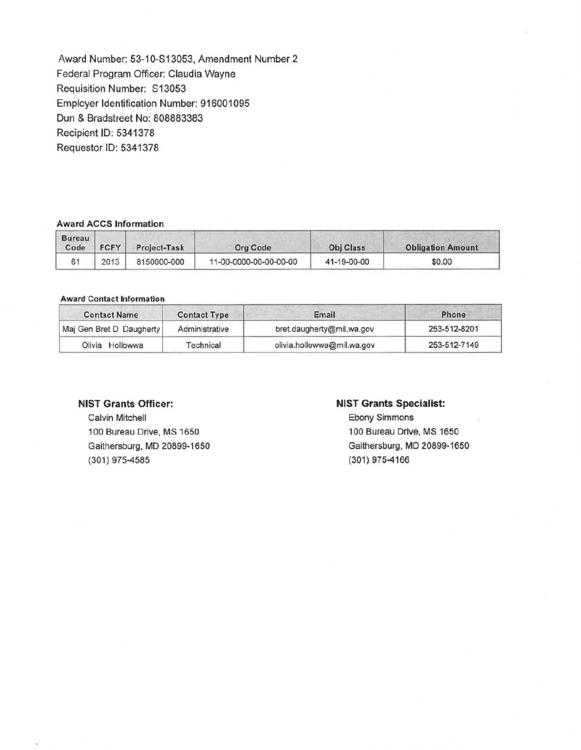Award Number: 53-10-S13053, Amendment Number 2
Federal Program Officer: Claudia Wayne
Requisition Number: S13053
Employer Identification Number: 916001095
Dun & Bradstreet No: 808883383
Recipient ID: 5341378
Requestor ID: 5341378

**Award ACCS Information**

| Bureau Code | FCFY | Project-Task | Org Code | Obj Class | Obligation Amount |
|---|---|---|---|---|---|
| 61 | 2013 | 8150000-000 | 11-00-0000-00-00-00-00 | 41-19-00-00 | $0.00 |

**Award Contact Information**

| Contact Name | Contact Type | Email | Phone |
|---|---|---|---|
| Maj Gen Bret D Daugherty | Administrative | bret.daugherty@mil.wa.gov | 253-512-8201 |
| Olivia Hollowwa | Technical | olivia.hollowwa@mil.wa.gov | 253-512-7149 |

**NIST Grants Officer:**
Calvin Mitchell
100 Bureau Drive, MS 1650
Gaithersburg, MD 20899-1650
(301) 975-4585

**NIST Grants Specialist:**
Ebony Simmons
100 Bureau Drive, MS 1650
Gaithersburg, MD 20899-1650
(301) 975-4166